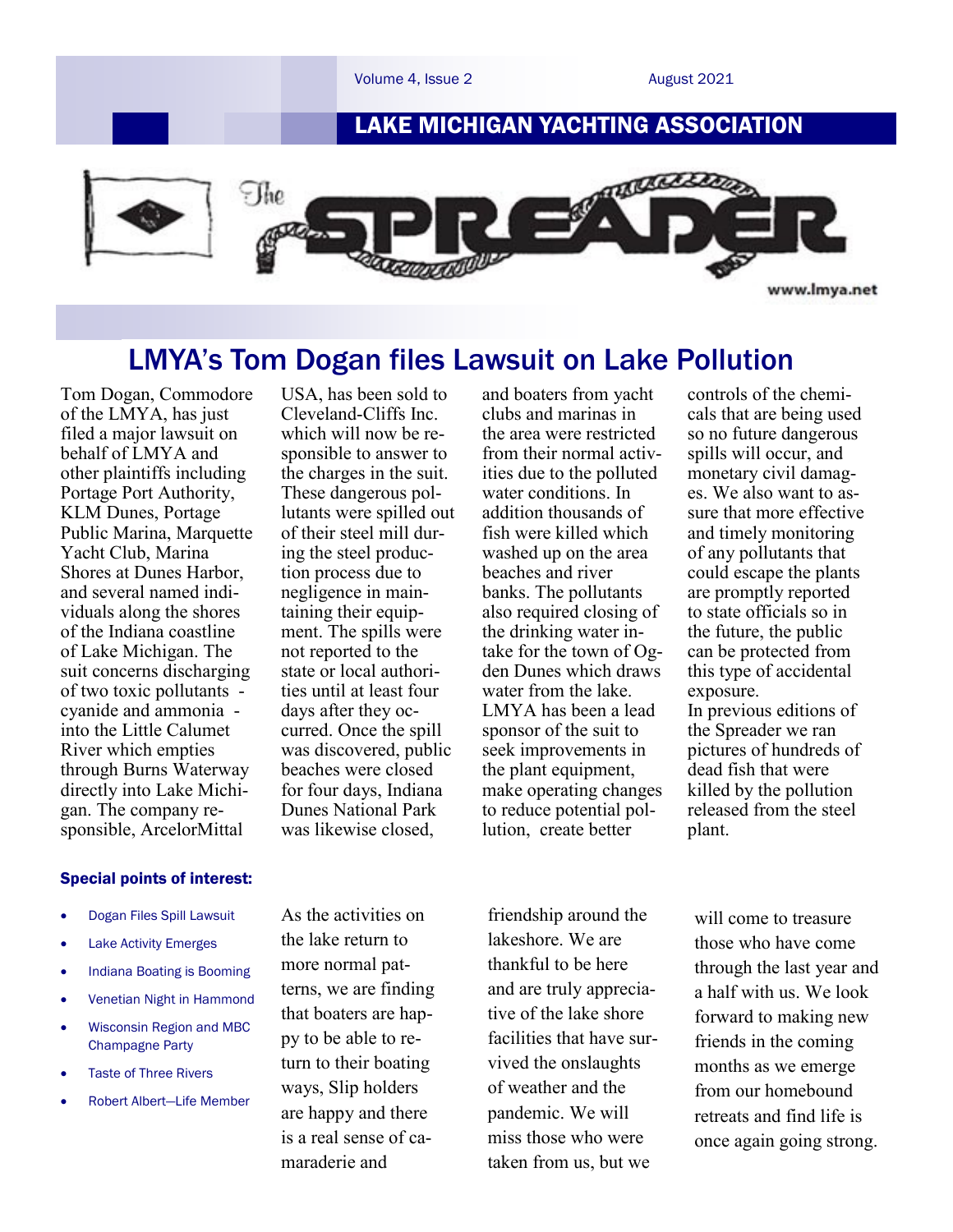# LAKE MICHIGAN YACHTING ASSOCIATION

## The SPREADER

www.lmya.net

## LMYA's Tom Dogan files Lawsuit on Lake Pollution

Tom Dogan, Commodore of the LMYA, has just filed a major lawsuit on behalf of LMYA and other plaintiffs including Portage Port Authority, KLM Dunes, Portage Public Marina, Marquette Yacht Club, Marina Shores at Dunes Harbor, and several named individuals along the shores of the Indiana coastline of Lake Michigan. The suit concerns discharging of two toxic pollutants - cyanide and ammonia - into the Little Calumet River which empties through Burns Waterway directly into Lake Michigan. The company responsible, ArcelorMittal USA, has been sold to Cleveland-Cliffs Inc. which will now be responsible to answer to the charges in the suit. These dangerous pollutants were spilled out of their steel mill during the steel production process due to negligence in maintaining their equipment. The spills were not reported to the state or local authorities until at least four days after they occurred. Once the spill was discovered, public beaches were closed for four days, Indiana Dunes National Park was likewise closed, and boaters from yacht clubs and marinas in the area were restricted from their normal activities due to the polluted water conditions. In addition thousands of fish were killed which washed up on the area beaches and river banks. The pollutants also required closing of the drinking water intake for the town of Ogden Dunes which draws water from the lake. LMYA has been a lead sponsor of the suit to seek improvements in the plant equipment, make operating changes to reduce potential pollution, create better controls of the chemicals that are being used so no future dangerous spills will occur, and monetary civil damages. We also want to assure that more effective and timely monitoring of any pollutants that could escape the plants are promptly reported to state officials so in the future, the public can be protected from this type of accidental exposure.

In previous editions of the Spreader we ran pictures of hundreds of dead fish that were killed by the pollution released from the steel plant.

**Special points of interest:**

- Dogan Files Spill Lawsuit
- Lake Activity Emerges
- Indiana Boating is Booming
- Venetian Night in Hammond
- Wisconsin Region and MBC Champagne Party
- Taste of Three Rivers
- Robert Albert—Life Member

As the activities on the lake return to more normal patterns, we are finding that boaters are happy to be able to return to their boating ways, Slip holders are happy and there is a real sense of camaraderie and friendship around the lakeshore. We are thankful to be here and are truly appreciative of the lake shore facilities that have survived the onslaughts of weather and the pandemic. We will miss those who were taken from us, but we will come to treasure those who have come through the last year and a half with us. We look forward to making new friends in the coming months as we emerge from our homebound retreats and find life is once again going strong.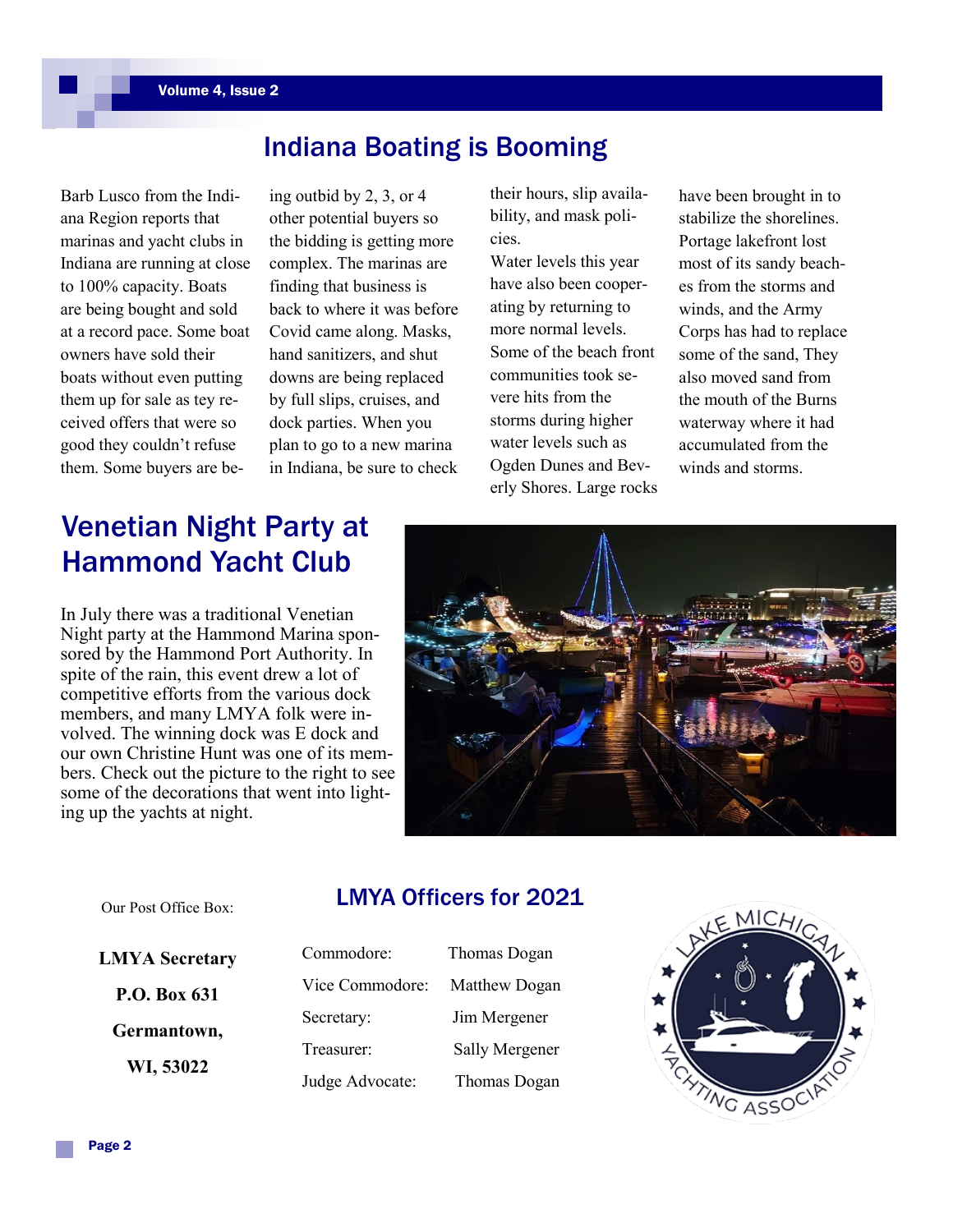## Indiana Boating is Booming

Barb Lusco from the Indiana Region reports that marinas and yacht clubs in Indiana are running at close to 100% capacity. Boats are being bought and sold at a record pace. Some boat owners have sold their boats without even putting them up for sale as tey received offers that were so good they couldn't refuse them. Some buyers are being outbid by 2, 3, or 4 other potential buyers so the bidding is getting more complex. The marinas are finding that business is back to where it was before Covid came along. Masks, hand sanitizers, and shut downs are being replaced by full slips, cruises, and dock parties. When you plan to go to a new marina in Indiana, be sure to check their hours, slip availability, and mask policies.

Water levels this year have also been cooperating by returning to more normal levels. Some of the beach front communities took severe hits from the storms during higher water levels such as Ogden Dunes and Beverly Shores. Large rocks have been brought in to stabilize the shorelines. Portage lakefront lost most of its sandy beaches from the storms and winds, and the Army Corps has had to replace some of the sand, They also moved sand from the mouth of the Burns waterway where it had accumulated from the winds and storms.

## Venetian Night Party at Hammond Yacht Club

In July there was a traditional Venetian Night party at the Hammond Marina sponsored by the Hammond Port Authority. In spite of the rain, this event drew a lot of competitive efforts from the various dock members, and many LMYA folk were involved. The winning dock was E dock and our own Christine Hunt was one of its members. Check out the picture to the right to see some of the decorations that went into lighting up the yachts at night.

Our Post Office Box:

**LMYA Secretary**

**P.O. Box 631**

**Germantown,**

**WI, 53022**

## LMYA Officers for 2021

| | |
|---|---|
| Commodore: | Thomas Dogan |
| Vice Commodore: | Matthew Dogan |
| Secretary: | Jim Mergener |
| Treasurer: | Sally Mergener |
| Judge Advocate: | Thomas Dogan |

LAKE MICHIGAN YACHTING ASSOCIATION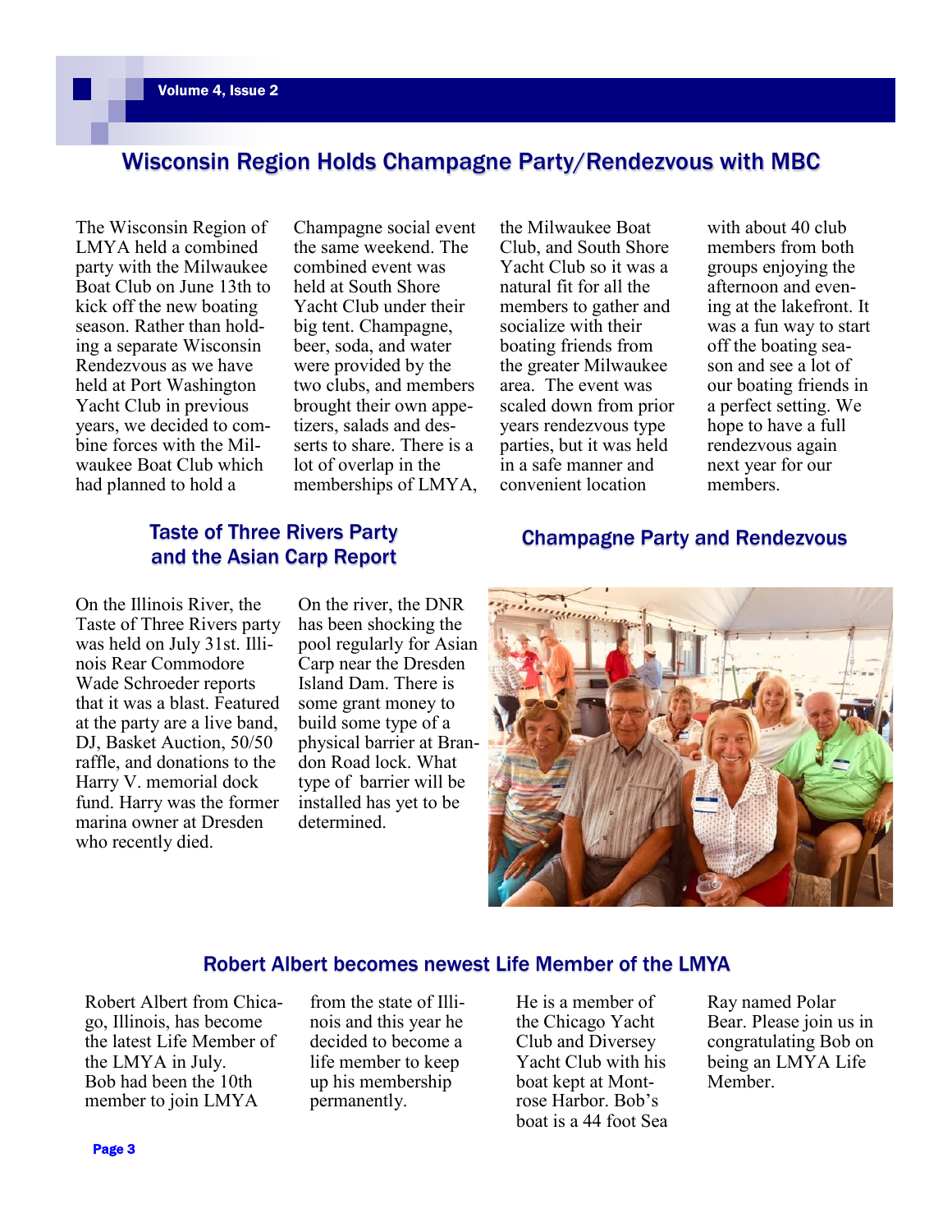## Wisconsin Region Holds Champagne Party/Rendezvous with MBC

The Wisconsin Region of LMYA held a combined party with the Milwaukee Boat Club on June 13th to kick off the new boating season. Rather than holding a separate Wisconsin Rendezvous as we have held at Port Washington Yacht Club in previous years, we decided to combine forces with the Milwaukee Boat Club which had planned to hold a Champagne social event the same weekend. The combined event was held at South Shore Yacht Club under their big tent. Champagne, beer, soda, and water were provided by the two clubs, and members brought their own appetizers, salads and desserts to share. There is a lot of overlap in the memberships of LMYA, the Milwaukee Boat Club, and South Shore Yacht Club so it was a natural fit for all the members to gather and socialize with their boating friends from the greater Milwaukee area. The event was scaled down from prior years rendezvous type parties, but it was held in a safe manner and convenient location with about 40 club members from both groups enjoying the afternoon and evening at the lakefront. It was a fun way to start off the boating season and see a lot of our boating friends in a perfect setting. We hope to have a full rendezvous again next year for our members.

## Taste of Three Rivers Party and the Asian Carp Report

On the Illinois River, the Taste of Three Rivers party was held on July 31st. Illinois Rear Commodore Wade Schroeder reports that it was a blast. Featured at the party are a live band, DJ, Basket Auction, 50/50 raffle, and donations to the Harry V. memorial dock fund. Harry was the former marina owner at Dresden who recently died.

On the river, the DNR has been shocking the pool regularly for Asian Carp near the Dresden Island Dam. There is some grant money to build some type of a physical barrier at Brandon Road lock. What type of barrier will be installed has yet to be determined.

## Champagne Party and Rendezvous

## Robert Albert becomes newest Life Member of the LMYA

Robert Albert from Chicago, Illinois, has become the latest Life Member of the LMYA in July. Bob had been the 10th member to join LMYA from the state of Illinois and this year he decided to become a life member to keep up his membership permanently. He is a member of the Chicago Yacht Club and Diversey Yacht Club with his boat kept at Montrose Harbor. Bob's boat is a 44 foot Sea Ray named Polar Bear. Please join us in congratulating Bob on being an LMYA Life Member.